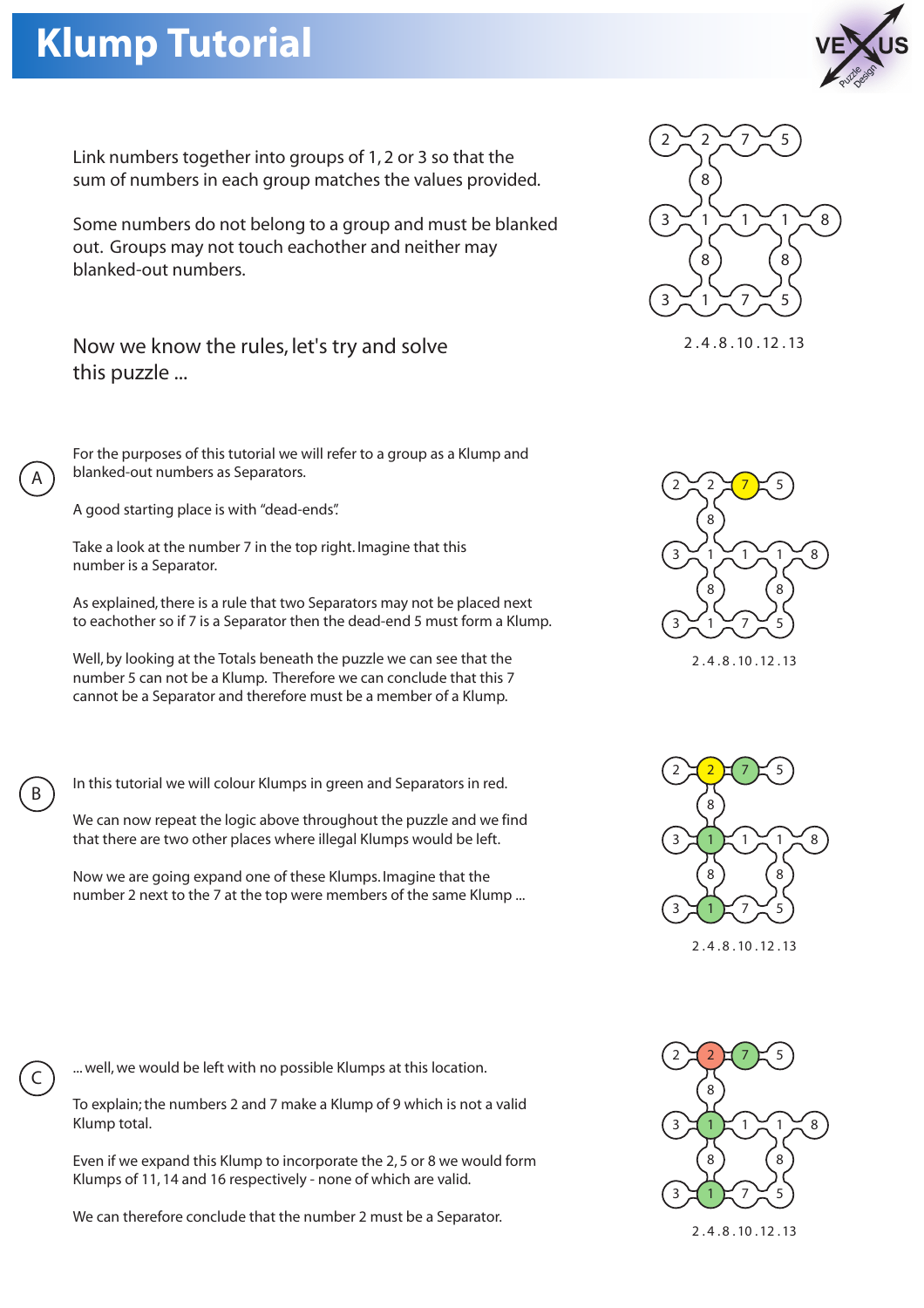# Klump Tutorial

Link numbers together into groups of 1, 2 or 3 so that the sum of numbers in each group matches the values provided.

Some numbers do not belong to a group and must be blanked out. Groups may not touch eachother and neither may blanked-out numbers.

Now we know the rules, let's try and solve this puzzle ...

2 . 4 . 8 . 10 . 12 . 13

## A

For the purposes of this tutorial we will refer to a group as a Klump and blanked-out numbers as Separators.

A good starting place is with "dead-ends".

Take a look at the number 7 in the top right. Imagine that this number is a Separator.

As explained, there is a rule that two Separators may not be placed next to eachother so if 7 is a Separator then the dead-end 5 must form a Klump.

Well, by looking at the Totals beneath the puzzle we can see that the number 5 can not be a Klump. Therefore we can conclude that this 7 cannot be a Separator and therefore must be a member of a Klump.

2 . 4 . 8 . 10 . 12 . 13

## B

In this tutorial we will colour Klumps in green and Separators in red.

We can now repeat the logic above throughout the puzzle and we find that there are two other places where illegal Klumps would be left.

Now we are going expand one of these Klumps. Imagine that the number 2 next to the 7 at the top were members of the same Klump ...

2 . 4 . 8 . 10 . 12 . 13

## C

... well, we would be left with no possible Klumps at this location.

To explain; the numbers 2 and 7 make a Klump of 9 which is not a valid Klump total.

Even if we expand this Klump to incorporate the 2, 5 or 8 we would form Klumps of 11, 14 and 16 respectively - none of which are valid.

We can therefore conclude that the number 2 must be a Separator.

2 . 4 . 8 . 10 . 12 . 13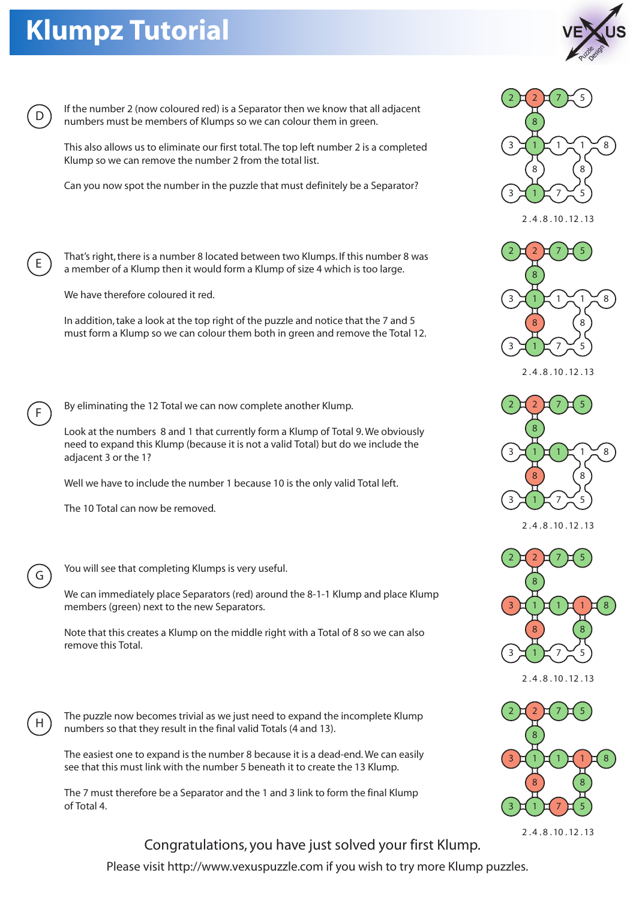# Klumpz Tutorial

D

If the number 2 (now coloured red) is a Separator then we know that all adjacent numbers must be members of Klumps so we can colour them in green.

This also allows us to eliminate our first total. The top left number 2 is a completed Klump so we can remove the number 2 from the total list.

Can you now spot the number in the puzzle that must definitely be a Separator?

2 . 4 . 8 . 10 . 12 . 13

E

That's right, there is a number 8 located between two Klumps. If this number 8 was a member of a Klump then it would form a Klump of size 4 which is too large.

We have therefore coloured it red.

In addition, take a look at the top right of the puzzle and notice that the 7 and 5 must form a Klump so we can colour them both in green and remove the Total 12.

2 . 4 . 8 . 10 . 12 . 13

F

By eliminating the 12 Total we can now complete another Klump.

Look at the numbers 8 and 1 that currently form a Klump of Total 9. We obviously need to expand this Klump (because it is not a valid Total) but do we include the adjacent 3 or the 1?

Well we have to include the number 1 because 10 is the only valid Total left.

The 10 Total can now be removed.

2 . 4 . 8 . 10 . 12 . 13

G

You will see that completing Klumps is very useful.

We can immediately place Separators (red) around the 8-1-1 Klump and place Klump members (green) next to the new Separators.

Note that this creates a Klump on the middle right with a Total of 8 so we can also remove this Total.

2 . 4 . 8 . 10 . 12 . 13

H

The puzzle now becomes trivial as we just need to expand the incomplete Klump numbers so that they result in the final valid Totals (4 and 13).

The easiest one to expand is the number 8 because it is a dead-end. We can easily see that this must link with the number 5 beneath it to create the 13 Klump.

The 7 must therefore be a Separator and the 1 and 3 link to form the final Klump of Total 4.

2 . 4 . 8 . 10 . 12 . 13

Congratulations, you have just solved your first Klump.

Please visit http://www.vexuspuzzle.com if you wish to try more Klump puzzles.